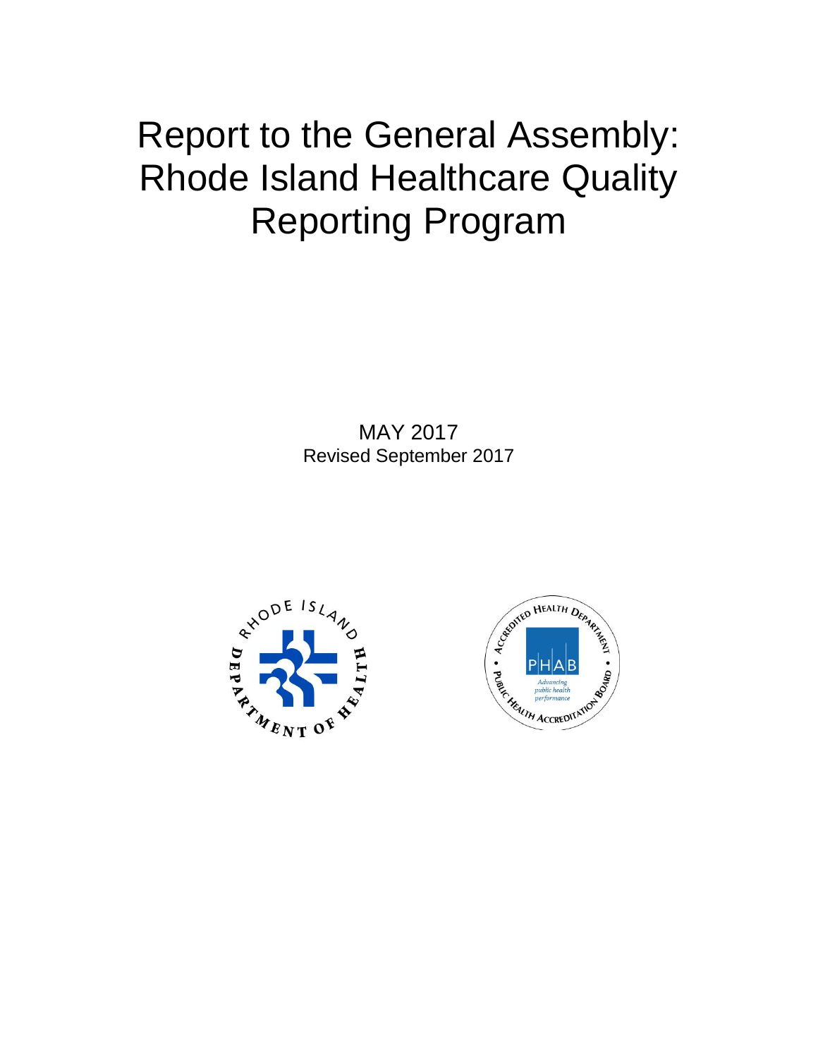# Report to the General Assembly: Rhode Island Healthcare Quality Reporting Program

MAY 2017
Revised September 2017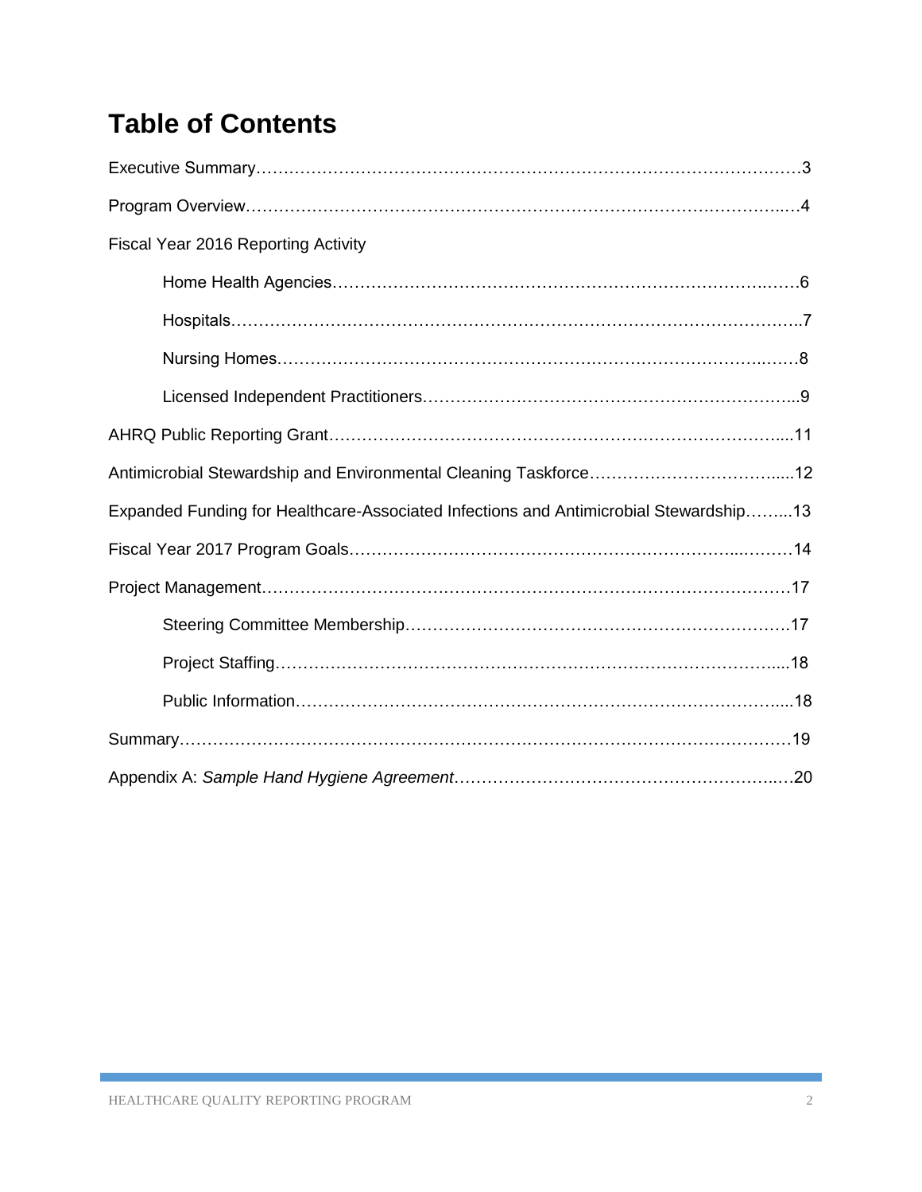# Table of Contents

Executive Summary……………………………………………………………………………………3

Program Overview……………………………………………………………………………………4

Fiscal Year 2016 Reporting Activity

- Home Health Agencies……………………………………………………………………………6
- Hospitals……………………………………………………………………………………………7
- Nursing Homes……………………………………………………………………………………8
- Licensed Independent Practitioners………………………………………………………………9

AHRQ Public Reporting Grant…………………………………………………………………………11

Antimicrobial Stewardship and Environmental Cleaning Taskforce……………………………………12

Expanded Funding for Healthcare-Associated Infections and Antimicrobial Stewardship……...13

Fiscal Year 2017 Program Goals……………………………………………………………………14

Project Management…………………………………………………………………………………17

- Steering Committee Membership…………………………………………………………………17
- Project Staffing……………………………………………………………………………………18
- Public Information…………………………………………………………………………………18

Summary………………………………………………………………………………………………19

Appendix A: *Sample Hand Hygiene Agreement*……………………………………………………20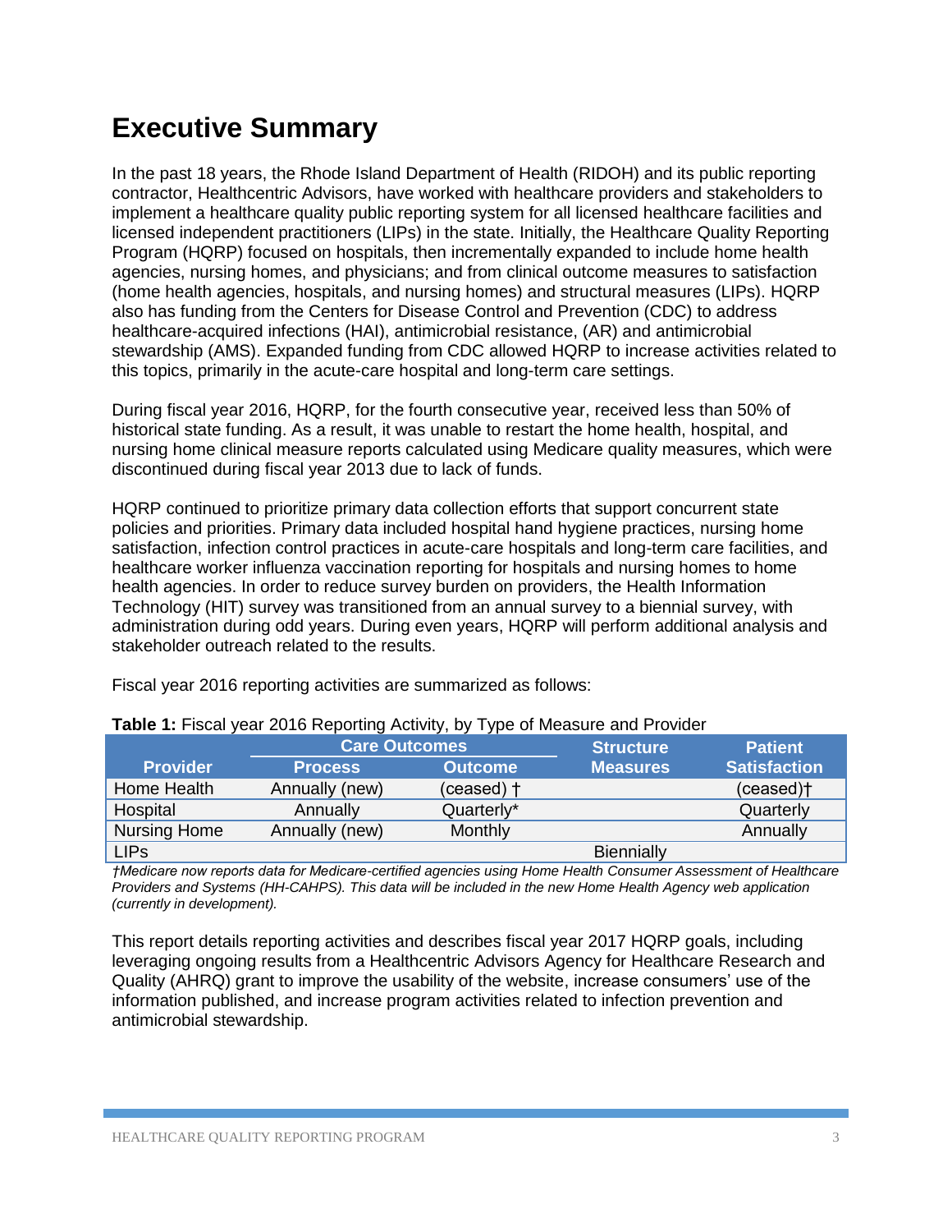# Executive Summary

In the past 18 years, the Rhode Island Department of Health (RIDOH) and its public reporting contractor, Healthcentric Advisors, have worked with healthcare providers and stakeholders to implement a healthcare quality public reporting system for all licensed healthcare facilities and licensed independent practitioners (LIPs) in the state. Initially, the Healthcare Quality Reporting Program (HQRP) focused on hospitals, then incrementally expanded to include home health agencies, nursing homes, and physicians; and from clinical outcome measures to satisfaction (home health agencies, hospitals, and nursing homes) and structural measures (LIPs). HQRP also has funding from the Centers for Disease Control and Prevention (CDC) to address healthcare-acquired infections (HAI), antimicrobial resistance, (AR) and antimicrobial stewardship (AMS). Expanded funding from CDC allowed HQRP to increase activities related to this topics, primarily in the acute-care hospital and long-term care settings.

During fiscal year 2016, HQRP, for the fourth consecutive year, received less than 50% of historical state funding. As a result, it was unable to restart the home health, hospital, and nursing home clinical measure reports calculated using Medicare quality measures, which were discontinued during fiscal year 2013 due to lack of funds.

HQRP continued to prioritize primary data collection efforts that support concurrent state policies and priorities. Primary data included hospital hand hygiene practices, nursing home satisfaction, infection control practices in acute-care hospitals and long-term care facilities, and healthcare worker influenza vaccination reporting for hospitals and nursing homes to home health agencies. In order to reduce survey burden on providers, the Health Information Technology (HIT) survey was transitioned from an annual survey to a biennial survey, with administration during odd years. During even years, HQRP will perform additional analysis and stakeholder outreach related to the results.

Fiscal year 2016 reporting activities are summarized as follows:

**Table 1:** Fiscal year 2016 Reporting Activity, by Type of Measure and Provider

| | Care Outcomes | | Structure | Patient |
|---|---|---|---|---|
| Provider | Process | Outcome | Measures | Satisfaction |
| Home Health | Annually (new) | (ceased) † | | (ceased)† |
| Hospital | Annually | Quarterly* | | Quarterly |
| Nursing Home | Annually (new) | Monthly | | Annually |
| LIPs | | | Biennially | |

*†Medicare now reports data for Medicare-certified agencies using Home Health Consumer Assessment of Healthcare Providers and Systems (HH-CAHPS). This data will be included in the new Home Health Agency web application (currently in development).*

This report details reporting activities and describes fiscal year 2017 HQRP goals, including leveraging ongoing results from a Healthcentric Advisors Agency for Healthcare Research and Quality (AHRQ) grant to improve the usability of the website, increase consumers' use of the information published, and increase program activities related to infection prevention and antimicrobial stewardship.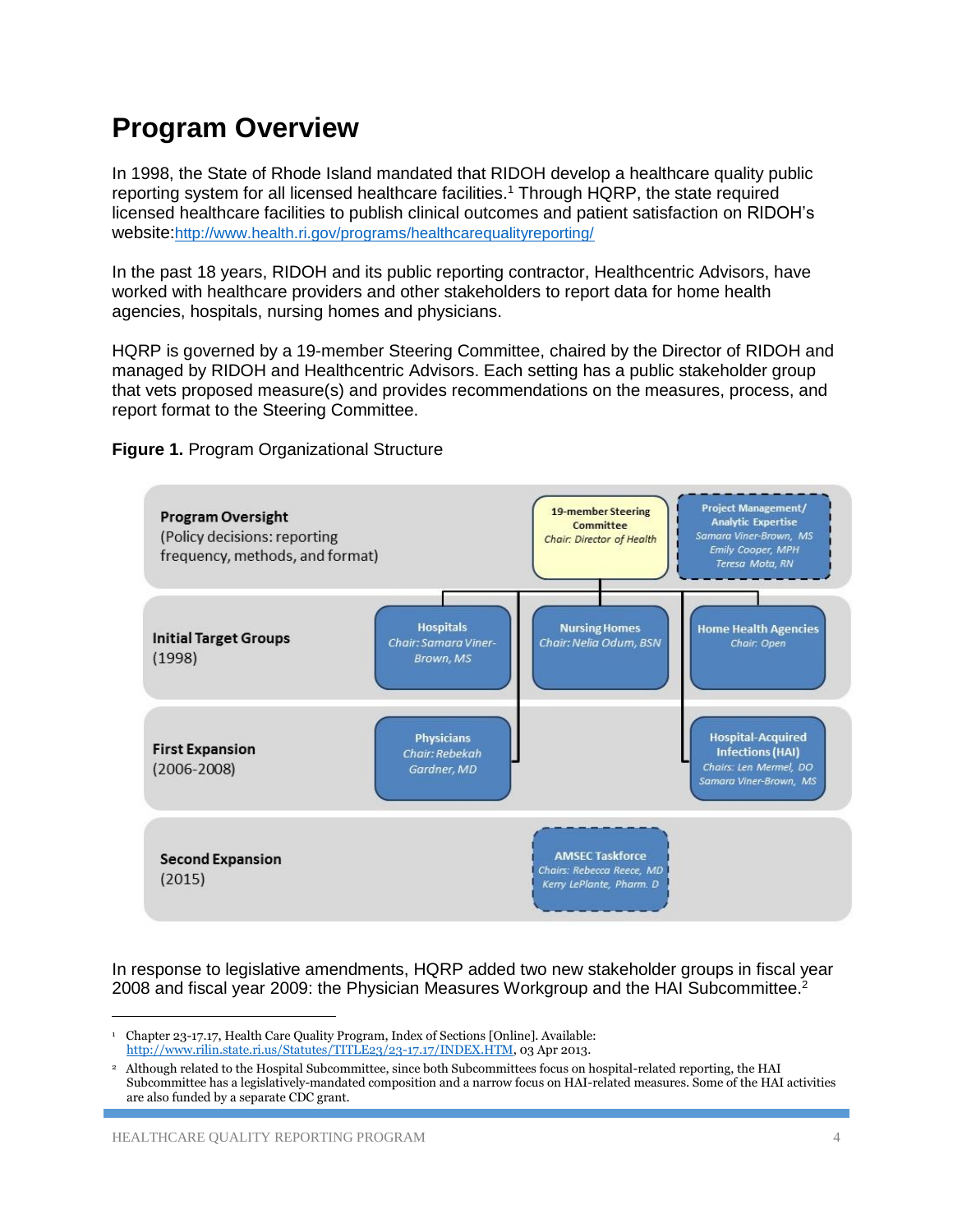# Program Overview

In 1998, the State of Rhode Island mandated that RIDOH develop a healthcare quality public reporting system for all licensed healthcare facilities.[1] Through HQRP, the state required licensed healthcare facilities to publish clinical outcomes and patient satisfaction on RIDOH's website:http://www.health.ri.gov/programs/healthcarequalityreporting/

In the past 18 years, RIDOH and its public reporting contractor, Healthcentric Advisors, have worked with healthcare providers and other stakeholders to report data for home health agencies, hospitals, nursing homes and physicians.

HQRP is governed by a 19-member Steering Committee, chaired by the Director of RIDOH and managed by RIDOH and Healthcentric Advisors. Each setting has a public stakeholder group that vets proposed measure(s) and provides recommendations on the measures, process, and report format to the Steering Committee.

**Figure 1.** Program Organizational Structure

**Program Oversight**
(Policy decisions: reporting frequency, methods, and format)

- 19-member Steering Committee — *Chair: Director of Health*
- Project Management/ Analytic Expertise — *Samara Viner-Brown, MS; Emily Cooper, MPH; Teresa Mota, RN*

**Initial Target Groups**
(1998)

- Hospitals — *Chair: Samara Viner-Brown, MS*
- Nursing Homes — *Chair: Nelia Odum, BSN*
- Home Health Agencies — *Chair: Open*

**First Expansion**
(2006-2008)

- Physicians — *Chair: Rebekah Gardner, MD*
- Hospital-Acquired Infections (HAI) — *Chairs: Len Mermel, DO; Samara Viner-Brown, MS*

**Second Expansion**
(2015)

- AMSEC Taskforce — *Chairs: Rebecca Reece, MD; Kerry LePlante, Pharm. D*

In response to legislative amendments, HQRP added two new stakeholder groups in fiscal year 2008 and fiscal year 2009: the Physician Measures Workgroup and the HAI Subcommittee.[2]

---

[1] Chapter 23-17.17, Health Care Quality Program, Index of Sections [Online]. Available: http://www.rilin.state.ri.us/Statutes/TITLE23/23-17.17/INDEX.HTM, 03 Apr 2013.

[2] Although related to the Hospital Subcommittee, since both Subcommittees focus on hospital-related reporting, the HAI Subcommittee has a legislatively-mandated composition and a narrow focus on HAI-related measures. Some of the HAI activities are also funded by a separate CDC grant.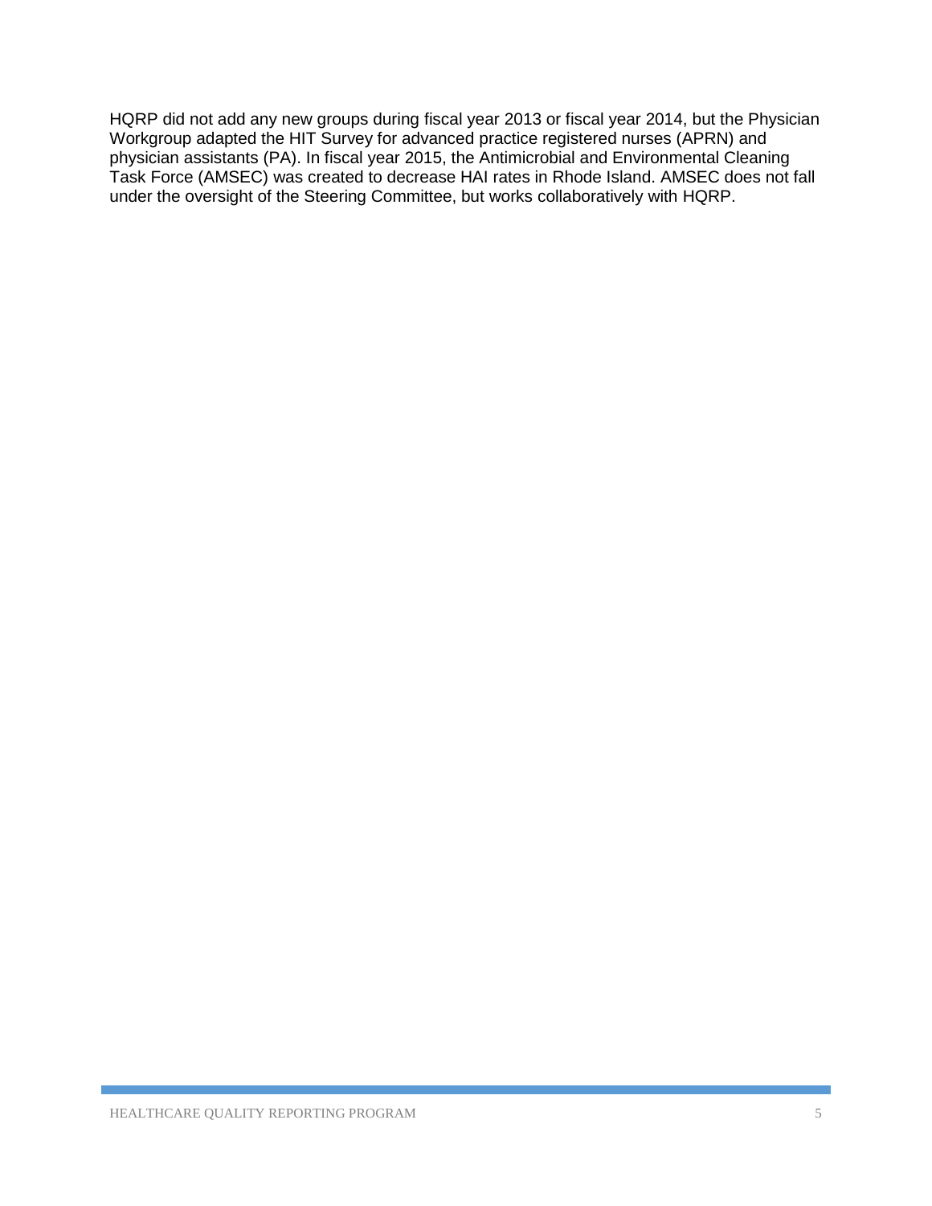HQRP did not add any new groups during fiscal year 2013 or fiscal year 2014, but the Physician Workgroup adapted the HIT Survey for advanced practice registered nurses (APRN) and physician assistants (PA). In fiscal year 2015, the Antimicrobial and Environmental Cleaning Task Force (AMSEC) was created to decrease HAI rates in Rhode Island. AMSEC does not fall under the oversight of the Steering Committee, but works collaboratively with HQRP.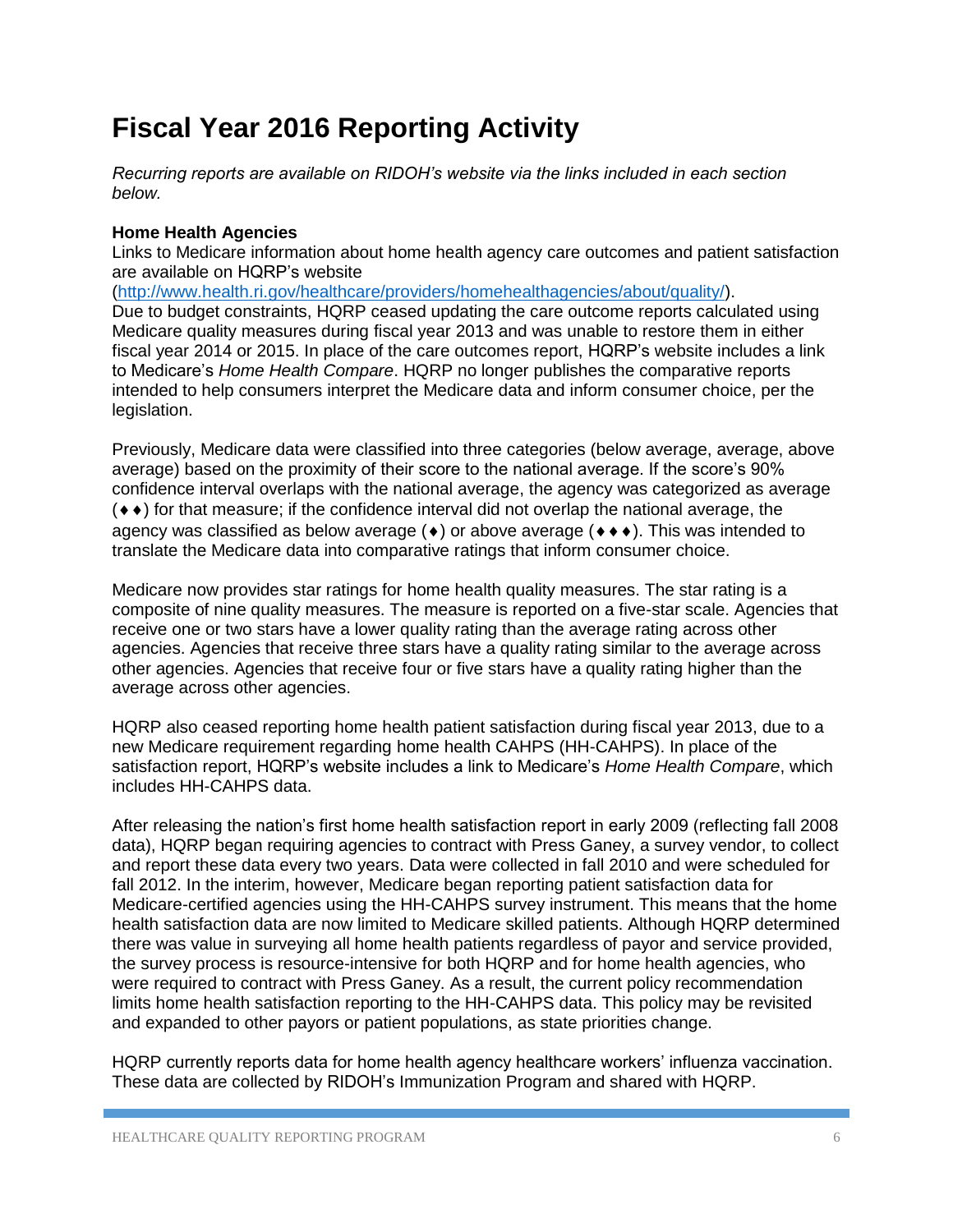# Fiscal Year 2016 Reporting Activity

*Recurring reports are available on RIDOH's website via the links included in each section below.*

**Home Health Agencies**

Links to Medicare information about home health agency care outcomes and patient satisfaction are available on HQRP's website (http://www.health.ri.gov/healthcare/providers/homehealthagencies/about/quality/). Due to budget constraints, HQRP ceased updating the care outcome reports calculated using Medicare quality measures during fiscal year 2013 and was unable to restore them in either fiscal year 2014 or 2015. In place of the care outcomes report, HQRP's website includes a link to Medicare's *Home Health Compare*. HQRP no longer publishes the comparative reports intended to help consumers interpret the Medicare data and inform consumer choice, per the legislation.

Previously, Medicare data were classified into three categories (below average, average, above average) based on the proximity of their score to the national average. If the score's 90% confidence interval overlaps with the national average, the agency was categorized as average (♦♦) for that measure; if the confidence interval did not overlap the national average, the agency was classified as below average (♦) or above average (♦♦♦). This was intended to translate the Medicare data into comparative ratings that inform consumer choice.

Medicare now provides star ratings for home health quality measures. The star rating is a composite of nine quality measures. The measure is reported on a five-star scale. Agencies that receive one or two stars have a lower quality rating than the average rating across other agencies. Agencies that receive three stars have a quality rating similar to the average across other agencies. Agencies that receive four or five stars have a quality rating higher than the average across other agencies.

HQRP also ceased reporting home health patient satisfaction during fiscal year 2013, due to a new Medicare requirement regarding home health CAHPS (HH-CAHPS). In place of the satisfaction report, HQRP's website includes a link to Medicare's *Home Health Compare*, which includes HH-CAHPS data.

After releasing the nation's first home health satisfaction report in early 2009 (reflecting fall 2008 data), HQRP began requiring agencies to contract with Press Ganey, a survey vendor, to collect and report these data every two years. Data were collected in fall 2010 and were scheduled for fall 2012. In the interim, however, Medicare began reporting patient satisfaction data for Medicare-certified agencies using the HH-CAHPS survey instrument. This means that the home health satisfaction data are now limited to Medicare skilled patients. Although HQRP determined there was value in surveying all home health patients regardless of payor and service provided, the survey process is resource-intensive for both HQRP and for home health agencies, who were required to contract with Press Ganey. As a result, the current policy recommendation limits home health satisfaction reporting to the HH-CAHPS data. This policy may be revisited and expanded to other payors or patient populations, as state priorities change.

HQRP currently reports data for home health agency healthcare workers' influenza vaccination. These data are collected by RIDOH's Immunization Program and shared with HQRP.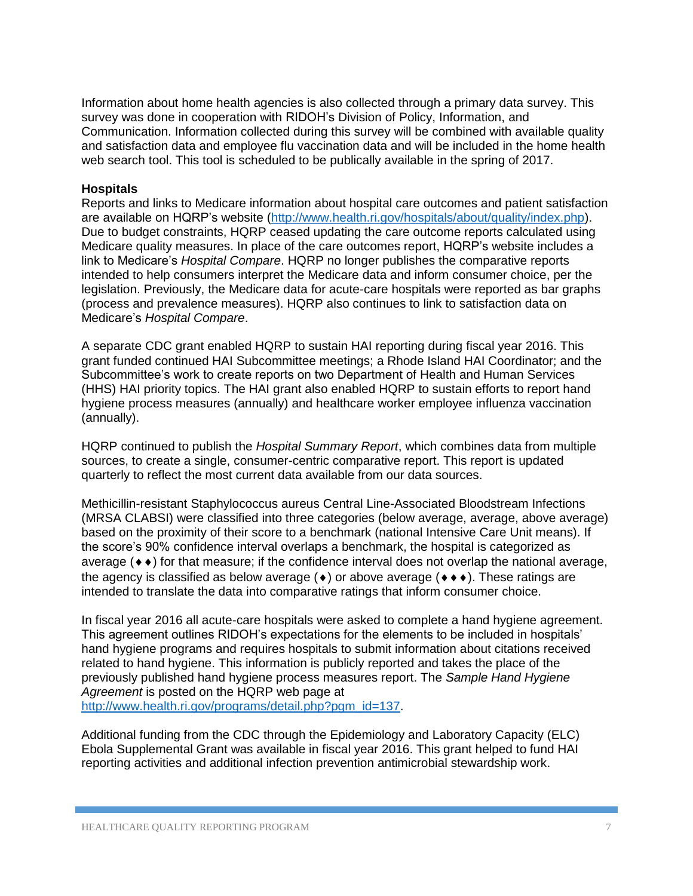Information about home health agencies is also collected through a primary data survey. This survey was done in cooperation with RIDOH's Division of Policy, Information, and Communication. Information collected during this survey will be combined with available quality and satisfaction data and employee flu vaccination data and will be included in the home health web search tool. This tool is scheduled to be publically available in the spring of 2017.

**Hospitals**

Reports and links to Medicare information about hospital care outcomes and patient satisfaction are available on HQRP's website (http://www.health.ri.gov/hospitals/about/quality/index.php). Due to budget constraints, HQRP ceased updating the care outcome reports calculated using Medicare quality measures. In place of the care outcomes report, HQRP's website includes a link to Medicare's *Hospital Compare*. HQRP no longer publishes the comparative reports intended to help consumers interpret the Medicare data and inform consumer choice, per the legislation. Previously, the Medicare data for acute-care hospitals were reported as bar graphs (process and prevalence measures). HQRP also continues to link to satisfaction data on Medicare's *Hospital Compare*.

A separate CDC grant enabled HQRP to sustain HAI reporting during fiscal year 2016. This grant funded continued HAI Subcommittee meetings; a Rhode Island HAI Coordinator; and the Subcommittee's work to create reports on two Department of Health and Human Services (HHS) HAI priority topics. The HAI grant also enabled HQRP to sustain efforts to report hand hygiene process measures (annually) and healthcare worker employee influenza vaccination (annually).

HQRP continued to publish the *Hospital Summary Report*, which combines data from multiple sources, to create a single, consumer-centric comparative report. This report is updated quarterly to reflect the most current data available from our data sources.

Methicillin-resistant Staphylococcus aureus Central Line-Associated Bloodstream Infections (MRSA CLABSI) were classified into three categories (below average, average, above average) based on the proximity of their score to a benchmark (national Intensive Care Unit means). If the score's 90% confidence interval overlaps a benchmark, the hospital is categorized as average (♦♦) for that measure; if the confidence interval does not overlap the national average, the agency is classified as below average (♦) or above average (♦♦♦). These ratings are intended to translate the data into comparative ratings that inform consumer choice.

In fiscal year 2016 all acute-care hospitals were asked to complete a hand hygiene agreement. This agreement outlines RIDOH's expectations for the elements to be included in hospitals' hand hygiene programs and requires hospitals to submit information about citations received related to hand hygiene. This information is publicly reported and takes the place of the previously published hand hygiene process measures report. The *Sample Hand Hygiene Agreement* is posted on the HQRP web page at http://www.health.ri.gov/programs/detail.php?pgm_id=137.

Additional funding from the CDC through the Epidemiology and Laboratory Capacity (ELC) Ebola Supplemental Grant was available in fiscal year 2016. This grant helped to fund HAI reporting activities and additional infection prevention antimicrobial stewardship work.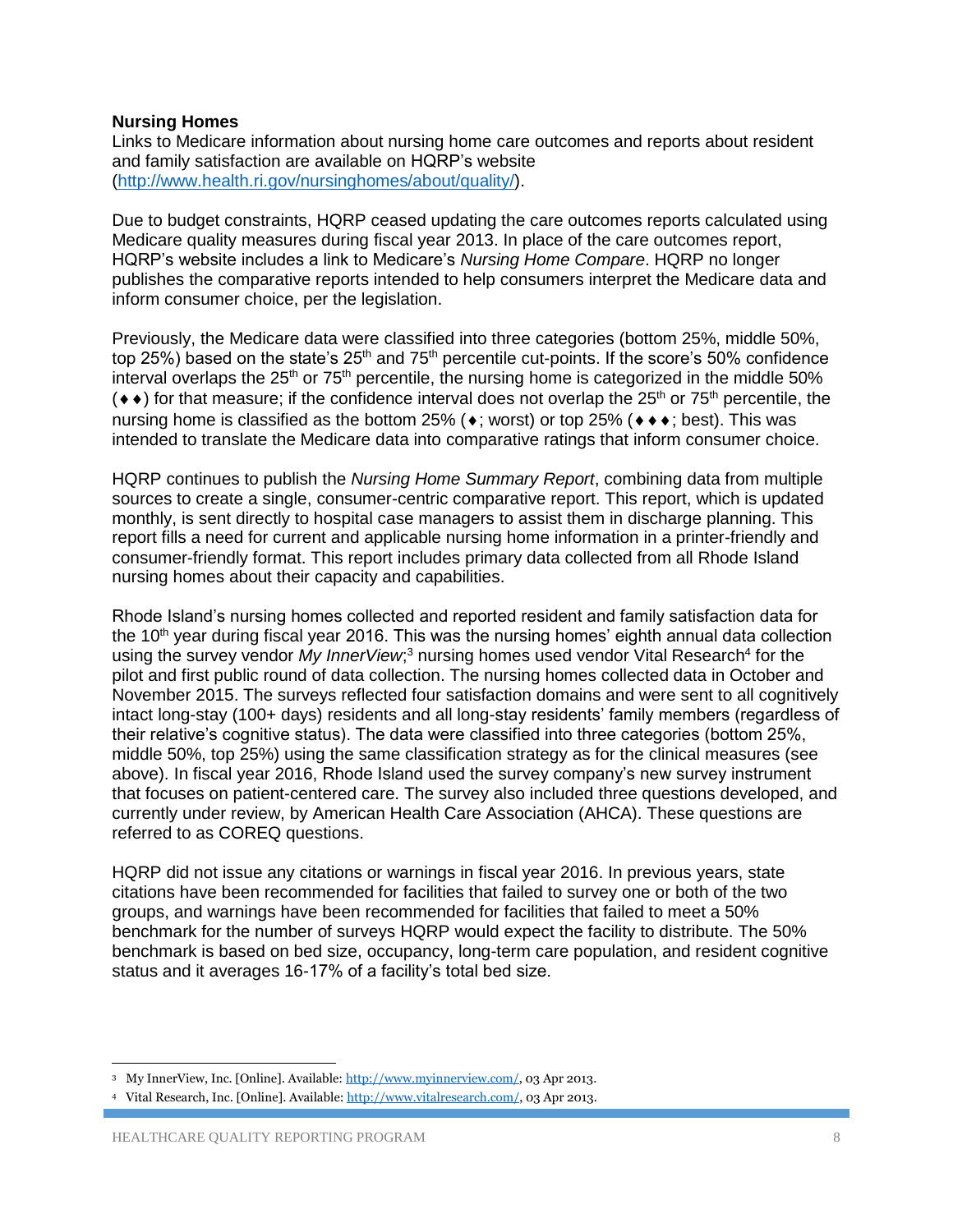**Nursing Homes**

Links to Medicare information about nursing home care outcomes and reports about resident and family satisfaction are available on HQRP's website (http://www.health.ri.gov/nursinghomes/about/quality/).

Due to budget constraints, HQRP ceased updating the care outcomes reports calculated using Medicare quality measures during fiscal year 2013. In place of the care outcomes report, HQRP's website includes a link to Medicare's *Nursing Home Compare*. HQRP no longer publishes the comparative reports intended to help consumers interpret the Medicare data and inform consumer choice, per the legislation.

Previously, the Medicare data were classified into three categories (bottom 25%, middle 50%, top 25%) based on the state's 25th and 75th percentile cut-points. If the score's 50% confidence interval overlaps the 25th or 75th percentile, the nursing home is categorized in the middle 50% (♦♦) for that measure; if the confidence interval does not overlap the 25th or 75th percentile, the nursing home is classified as the bottom 25% (♦; worst) or top 25% (♦♦♦; best). This was intended to translate the Medicare data into comparative ratings that inform consumer choice.

HQRP continues to publish the *Nursing Home Summary Report*, combining data from multiple sources to create a single, consumer-centric comparative report. This report, which is updated monthly, is sent directly to hospital case managers to assist them in discharge planning. This report fills a need for current and applicable nursing home information in a printer-friendly and consumer-friendly format. This report includes primary data collected from all Rhode Island nursing homes about their capacity and capabilities.

Rhode Island's nursing homes collected and reported resident and family satisfaction data for the 10th year during fiscal year 2016. This was the nursing homes' eighth annual data collection using the survey vendor *My InnerView*;[3] nursing homes used vendor Vital Research[4] for the pilot and first public round of data collection. The nursing homes collected data in October and November 2015. The surveys reflected four satisfaction domains and were sent to all cognitively intact long-stay (100+ days) residents and all long-stay residents' family members (regardless of their relative's cognitive status). The data were classified into three categories (bottom 25%, middle 50%, top 25%) using the same classification strategy as for the clinical measures (see above). In fiscal year 2016, Rhode Island used the survey company's new survey instrument that focuses on patient-centered care. The survey also included three questions developed, and currently under review, by American Health Care Association (AHCA). These questions are referred to as COREQ questions.

HQRP did not issue any citations or warnings in fiscal year 2016. In previous years, state citations have been recommended for facilities that failed to survey one or both of the two groups, and warnings have been recommended for facilities that failed to meet a 50% benchmark for the number of surveys HQRP would expect the facility to distribute. The 50% benchmark is based on bed size, occupancy, long-term care population, and resident cognitive status and it averages 16-17% of a facility's total bed size.

[3] My InnerView, Inc. [Online]. Available: http://www.myinnerview.com/, 03 Apr 2013.

[4] Vital Research, Inc. [Online]. Available: http://www.vitalresearch.com/, 03 Apr 2013.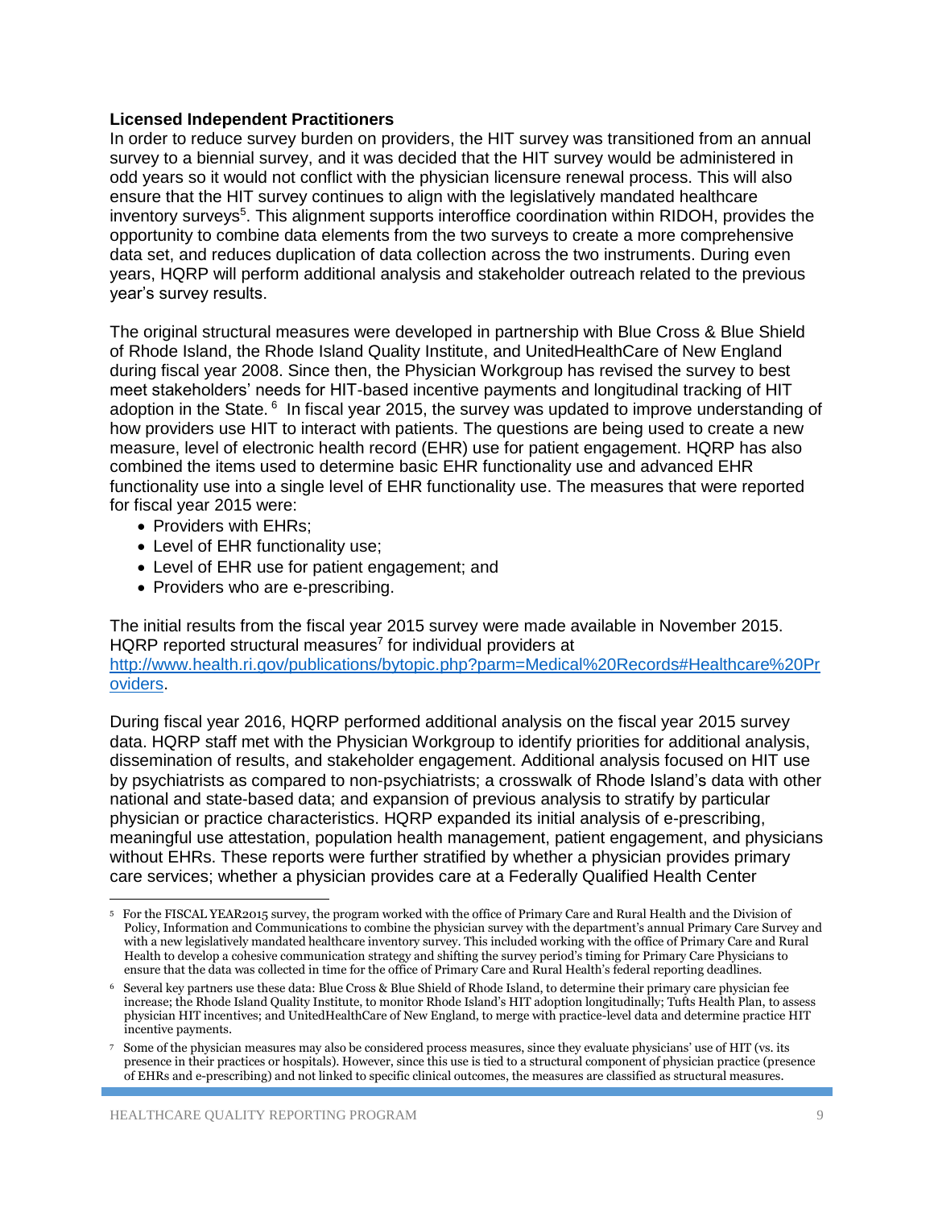**Licensed Independent Practitioners**

In order to reduce survey burden on providers, the HIT survey was transitioned from an annual survey to a biennial survey, and it was decided that the HIT survey would be administered in odd years so it would not conflict with the physician licensure renewal process. This will also ensure that the HIT survey continues to align with the legislatively mandated healthcare inventory surveys[5]. This alignment supports interoffice coordination within RIDOH, provides the opportunity to combine data elements from the two surveys to create a more comprehensive data set, and reduces duplication of data collection across the two instruments. During even years, HQRP will perform additional analysis and stakeholder outreach related to the previous year's survey results.

The original structural measures were developed in partnership with Blue Cross & Blue Shield of Rhode Island, the Rhode Island Quality Institute, and UnitedHealthCare of New England during fiscal year 2008. Since then, the Physician Workgroup has revised the survey to best meet stakeholders' needs for HIT-based incentive payments and longitudinal tracking of HIT adoption in the State.[6] In fiscal year 2015, the survey was updated to improve understanding of how providers use HIT to interact with patients. The questions are being used to create a new measure, level of electronic health record (EHR) use for patient engagement. HQRP has also combined the items used to determine basic EHR functionality use and advanced EHR functionality use into a single level of EHR functionality use. The measures that were reported for fiscal year 2015 were:

- Providers with EHRs;
- Level of EHR functionality use;
- Level of EHR use for patient engagement; and
- Providers who are e-prescribing.

The initial results from the fiscal year 2015 survey were made available in November 2015. HQRP reported structural measures[7] for individual providers at http://www.health.ri.gov/publications/bytopic.php?parm=Medical%20Records#Healthcare%20Providers.

During fiscal year 2016, HQRP performed additional analysis on the fiscal year 2015 survey data. HQRP staff met with the Physician Workgroup to identify priorities for additional analysis, dissemination of results, and stakeholder engagement. Additional analysis focused on HIT use by psychiatrists as compared to non-psychiatrists; a crosswalk of Rhode Island's data with other national and state-based data; and expansion of previous analysis to stratify by particular physician or practice characteristics. HQRP expanded its initial analysis of e-prescribing, meaningful use attestation, population health management, patient engagement, and physicians without EHRs. These reports were further stratified by whether a physician provides primary care services; whether a physician provides care at a Federally Qualified Health Center

---

[5] For the FISCAL YEAR2015 survey, the program worked with the office of Primary Care and Rural Health and the Division of Policy, Information and Communications to combine the physician survey with the department's annual Primary Care Survey and with a new legislatively mandated healthcare inventory survey. This included working with the office of Primary Care and Rural Health to develop a cohesive communication strategy and shifting the survey period's timing for Primary Care Physicians to ensure that the data was collected in time for the office of Primary Care and Rural Health's federal reporting deadlines.

[6] Several key partners use these data: Blue Cross & Blue Shield of Rhode Island, to determine their primary care physician fee increase; the Rhode Island Quality Institute, to monitor Rhode Island's HIT adoption longitudinally; Tufts Health Plan, to assess physician HIT incentives; and UnitedHealthCare of New England, to merge with practice-level data and determine practice HIT incentive payments.

[7] Some of the physician measures may also be considered process measures, since they evaluate physicians' use of HIT (vs. its presence in their practices or hospitals). However, since this use is tied to a structural component of physician practice (presence of EHRs and e-prescribing) and not linked to specific clinical outcomes, the measures are classified as structural measures.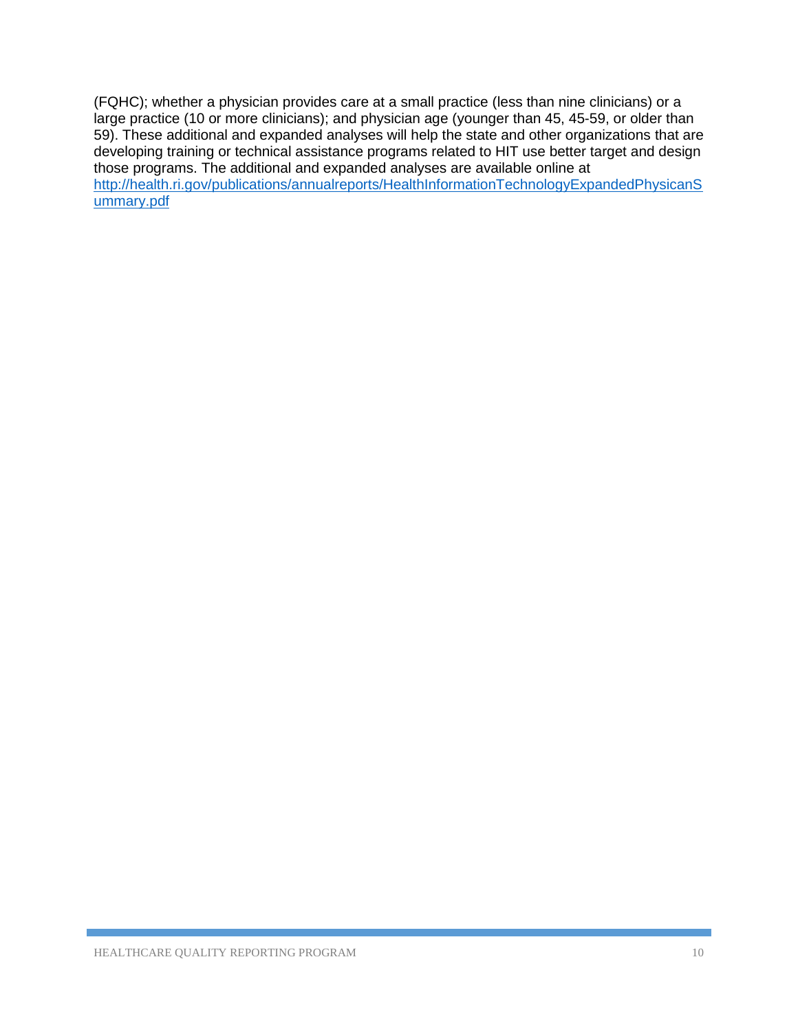(FQHC); whether a physician provides care at a small practice (less than nine clinicians) or a large practice (10 or more clinicians); and physician age (younger than 45, 45-59, or older than 59). These additional and expanded analyses will help the state and other organizations that are developing training or technical assistance programs related to HIT use better target and design those programs. The additional and expanded analyses are available online at [http://health.ri.gov/publications/annualreports/HealthInformationTechnologyExpandedPhysicanSummary.pdf](http://health.ri.gov/publications/annualreports/HealthInformationTechnologyExpandedPhysicanSummary.pdf)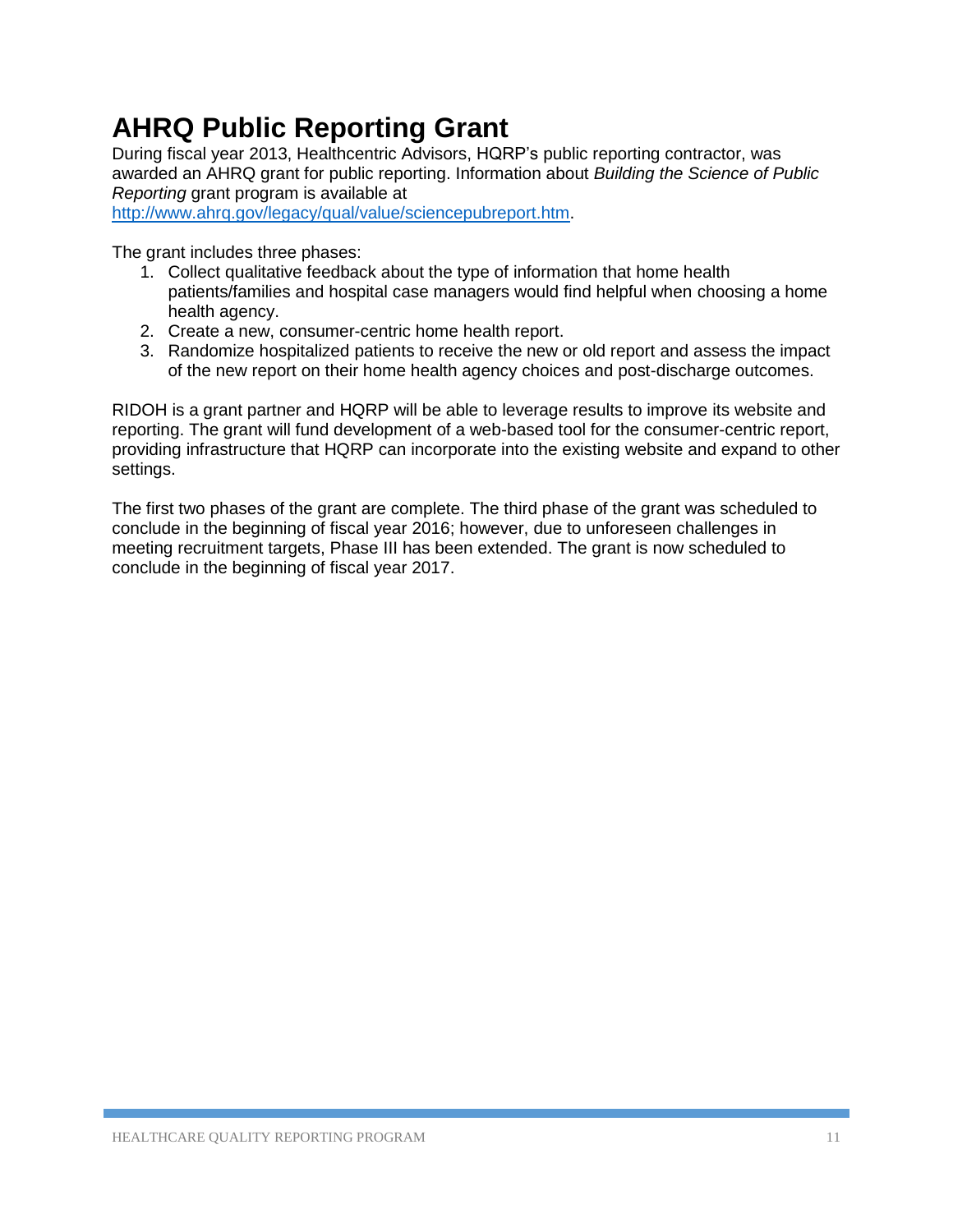# AHRQ Public Reporting Grant

During fiscal year 2013, Healthcentric Advisors, HQRP's public reporting contractor, was awarded an AHRQ grant for public reporting. Information about *Building the Science of Public Reporting* grant program is available at [http://www.ahrq.gov/legacy/qual/value/sciencepubreport.htm](http://www.ahrq.gov/legacy/qual/value/sciencepubreport.htm).

The grant includes three phases:

1. Collect qualitative feedback about the type of information that home health patients/families and hospital case managers would find helpful when choosing a home health agency.
2. Create a new, consumer-centric home health report.
3. Randomize hospitalized patients to receive the new or old report and assess the impact of the new report on their home health agency choices and post-discharge outcomes.

RIDOH is a grant partner and HQRP will be able to leverage results to improve its website and reporting. The grant will fund development of a web-based tool for the consumer-centric report, providing infrastructure that HQRP can incorporate into the existing website and expand to other settings.

The first two phases of the grant are complete. The third phase of the grant was scheduled to conclude in the beginning of fiscal year 2016; however, due to unforeseen challenges in meeting recruitment targets, Phase III has been extended. The grant is now scheduled to conclude in the beginning of fiscal year 2017.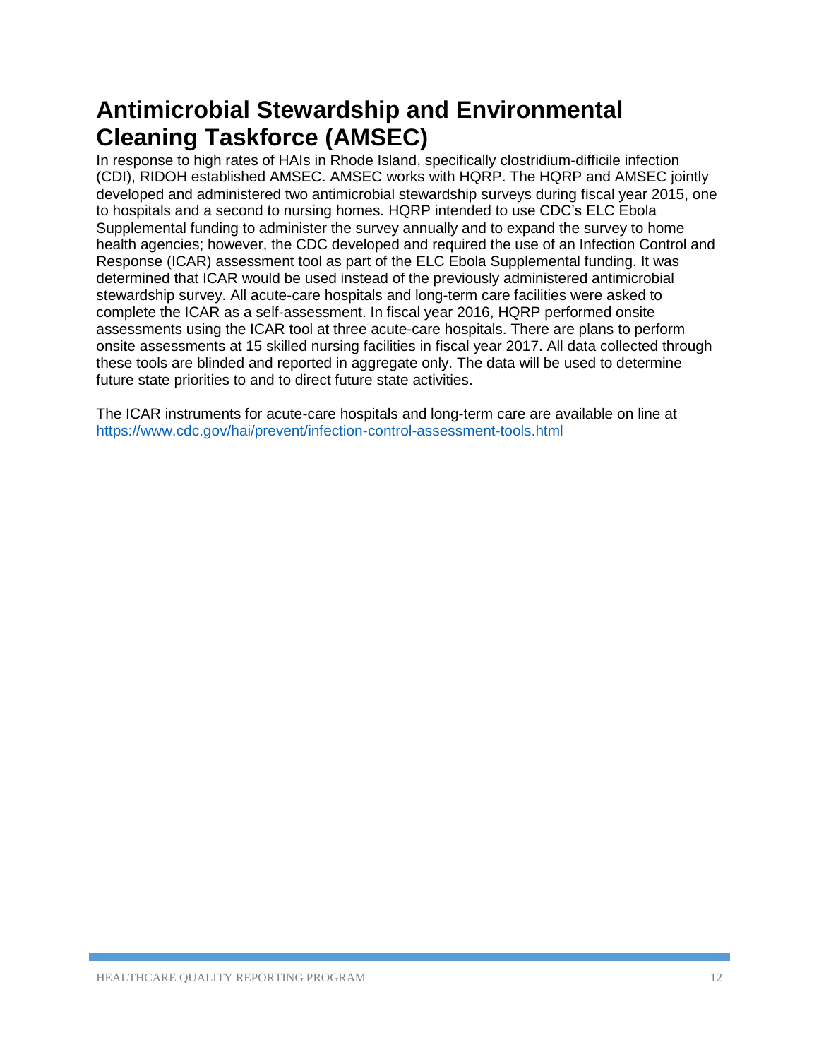# Antimicrobial Stewardship and Environmental Cleaning Taskforce (AMSEC)

In response to high rates of HAIs in Rhode Island, specifically clostridium-difficile infection (CDI), RIDOH established AMSEC. AMSEC works with HQRP. The HQRP and AMSEC jointly developed and administered two antimicrobial stewardship surveys during fiscal year 2015, one to hospitals and a second to nursing homes. HQRP intended to use CDC's ELC Ebola Supplemental funding to administer the survey annually and to expand the survey to home health agencies; however, the CDC developed and required the use of an Infection Control and Response (ICAR) assessment tool as part of the ELC Ebola Supplemental funding. It was determined that ICAR would be used instead of the previously administered antimicrobial stewardship survey. All acute-care hospitals and long-term care facilities were asked to complete the ICAR as a self-assessment. In fiscal year 2016, HQRP performed onsite assessments using the ICAR tool at three acute-care hospitals. There are plans to perform onsite assessments at 15 skilled nursing facilities in fiscal year 2017. All data collected through these tools are blinded and reported in aggregate only. The data will be used to determine future state priorities to and to direct future state activities.

The ICAR instruments for acute-care hospitals and long-term care are available on line at https://www.cdc.gov/hai/prevent/infection-control-assessment-tools.html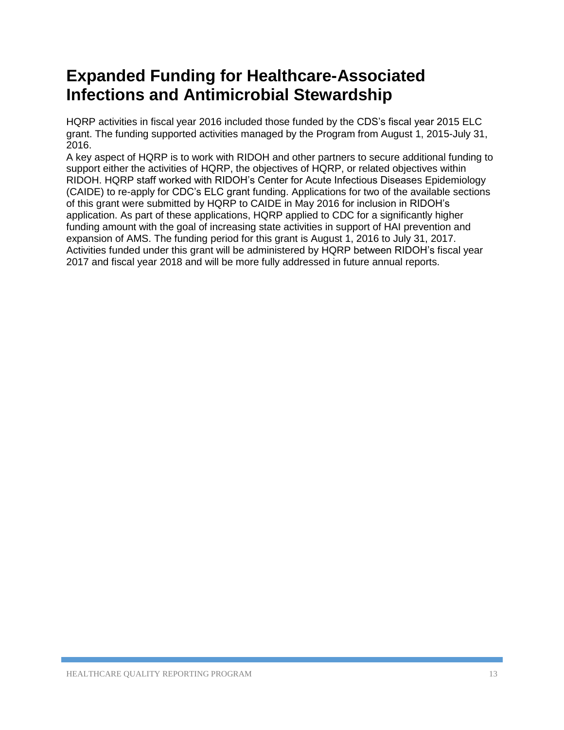# Expanded Funding for Healthcare-Associated Infections and Antimicrobial Stewardship

HQRP activities in fiscal year 2016 included those funded by the CDS's fiscal year 2015 ELC grant. The funding supported activities managed by the Program from August 1, 2015-July 31, 2016.

A key aspect of HQRP is to work with RIDOH and other partners to secure additional funding to support either the activities of HQRP, the objectives of HQRP, or related objectives within RIDOH. HQRP staff worked with RIDOH's Center for Acute Infectious Diseases Epidemiology (CAIDE) to re-apply for CDC's ELC grant funding. Applications for two of the available sections of this grant were submitted by HQRP to CAIDE in May 2016 for inclusion in RIDOH's application. As part of these applications, HQRP applied to CDC for a significantly higher funding amount with the goal of increasing state activities in support of HAI prevention and expansion of AMS. The funding period for this grant is August 1, 2016 to July 31, 2017. Activities funded under this grant will be administered by HQRP between RIDOH's fiscal year 2017 and fiscal year 2018 and will be more fully addressed in future annual reports.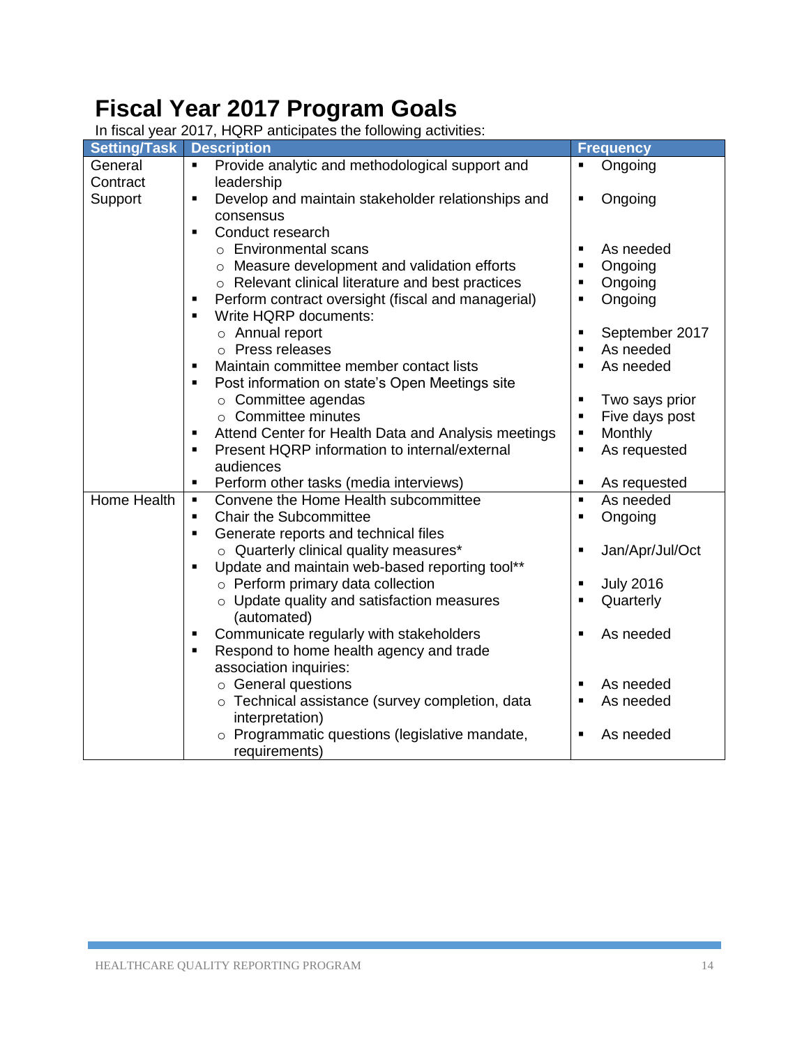# Fiscal Year 2017 Program Goals

In fiscal year 2017, HQRP anticipates the following activities:

| Setting/Task | Description | Frequency |
|---|---|---|
| General Contract Support | ▪ Provide analytic and methodological support and leadership<br>▪ Develop and maintain stakeholder relationships and consensus<br>▪ Conduct research<br>&nbsp;&nbsp;○ Environmental scans<br>&nbsp;&nbsp;○ Measure development and validation efforts<br>&nbsp;&nbsp;○ Relevant clinical literature and best practices<br>▪ Perform contract oversight (fiscal and managerial)<br>▪ Write HQRP documents:<br>&nbsp;&nbsp;○ Annual report<br>&nbsp;&nbsp;○ Press releases<br>▪ Maintain committee member contact lists<br>▪ Post information on state's Open Meetings site<br>&nbsp;&nbsp;○ Committee agendas<br>&nbsp;&nbsp;○ Committee minutes<br>▪ Attend Center for Health Data and Analysis meetings<br>▪ Present HQRP information to internal/external audiences<br>▪ Perform other tasks (media interviews) | ▪ Ongoing<br>▪ Ongoing<br><br>▪ As needed<br>▪ Ongoing<br>▪ Ongoing<br>▪ Ongoing<br><br>▪ September 2017<br>▪ As needed<br>▪ As needed<br><br>▪ Two says prior<br>▪ Five days post<br>▪ Monthly<br>▪ As requested<br>▪ As requested |
| Home Health | ▪ Convene the Home Health subcommittee<br>▪ Chair the Subcommittee<br>▪ Generate reports and technical files<br>&nbsp;&nbsp;○ Quarterly clinical quality measures*<br>▪ Update and maintain web-based reporting tool**<br>&nbsp;&nbsp;○ Perform primary data collection<br>&nbsp;&nbsp;○ Update quality and satisfaction measures (automated)<br>▪ Communicate regularly with stakeholders<br>▪ Respond to home health agency and trade association inquiries:<br>&nbsp;&nbsp;○ General questions<br>&nbsp;&nbsp;○ Technical assistance (survey completion, data interpretation)<br>&nbsp;&nbsp;○ Programmatic questions (legislative mandate, requirements) | ▪ As needed<br>▪ Ongoing<br><br>▪ Jan/Apr/Jul/Oct<br><br>▪ July 2016<br>▪ Quarterly<br>▪ As needed<br><br>▪ As needed<br>▪ As needed<br>▪ As needed |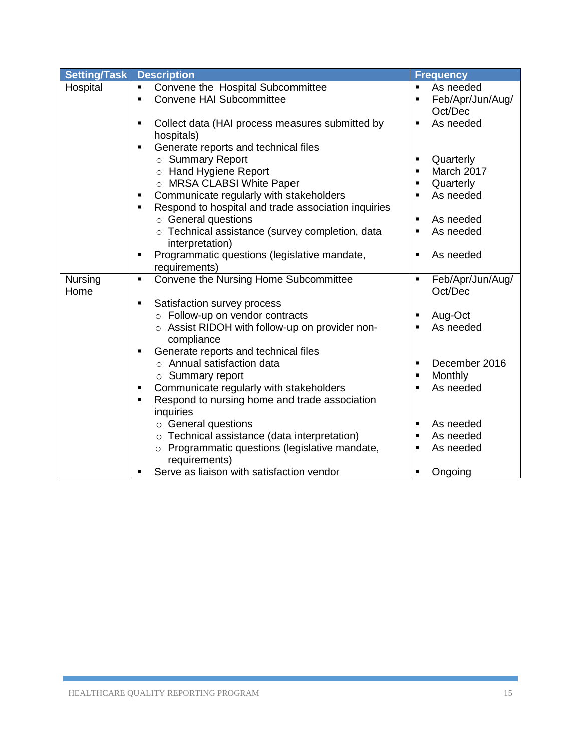| Setting/Task | Description | Frequency |
| --- | --- | --- |
| Hospital | ▪ Convene the Hospital Subcommittee<br>▪ Convene HAI Subcommittee<br>▪ Collect data (HAI process measures submitted by hospitals)<br>▪ Generate reports and technical files<br>○ Summary Report<br>○ Hand Hygiene Report<br>○ MRSA CLABSI White Paper<br>▪ Communicate regularly with stakeholders<br>▪ Respond to hospital and trade association inquiries<br>○ General questions<br>○ Technical assistance (survey completion, data interpretation)<br>▪ Programmatic questions (legislative mandate, requirements) | ▪ As needed<br>▪ Feb/Apr/Jun/Aug/Oct/Dec<br>▪ As needed<br><br>▪ Quarterly<br>▪ March 2017<br>▪ Quarterly<br>▪ As needed<br><br>▪ As needed<br>▪ As needed<br>▪ As needed |
| Nursing Home | ▪ Convene the Nursing Home Subcommittee<br>▪ Satisfaction survey process<br>○ Follow-up on vendor contracts<br>○ Assist RIDOH with follow-up on provider non-compliance<br>▪ Generate reports and technical files<br>○ Annual satisfaction data<br>○ Summary report<br>▪ Communicate regularly with stakeholders<br>▪ Respond to nursing home and trade association inquiries<br>○ General questions<br>○ Technical assistance (data interpretation)<br>○ Programmatic questions (legislative mandate, requirements)<br>▪ Serve as liaison with satisfaction vendor | ▪ Feb/Apr/Jun/Aug/Oct/Dec<br><br>▪ Aug-Oct<br>▪ As needed<br><br>▪ December 2016<br>▪ Monthly<br>▪ As needed<br><br>▪ As needed<br>▪ As needed<br>▪ As needed<br>▪ Ongoing |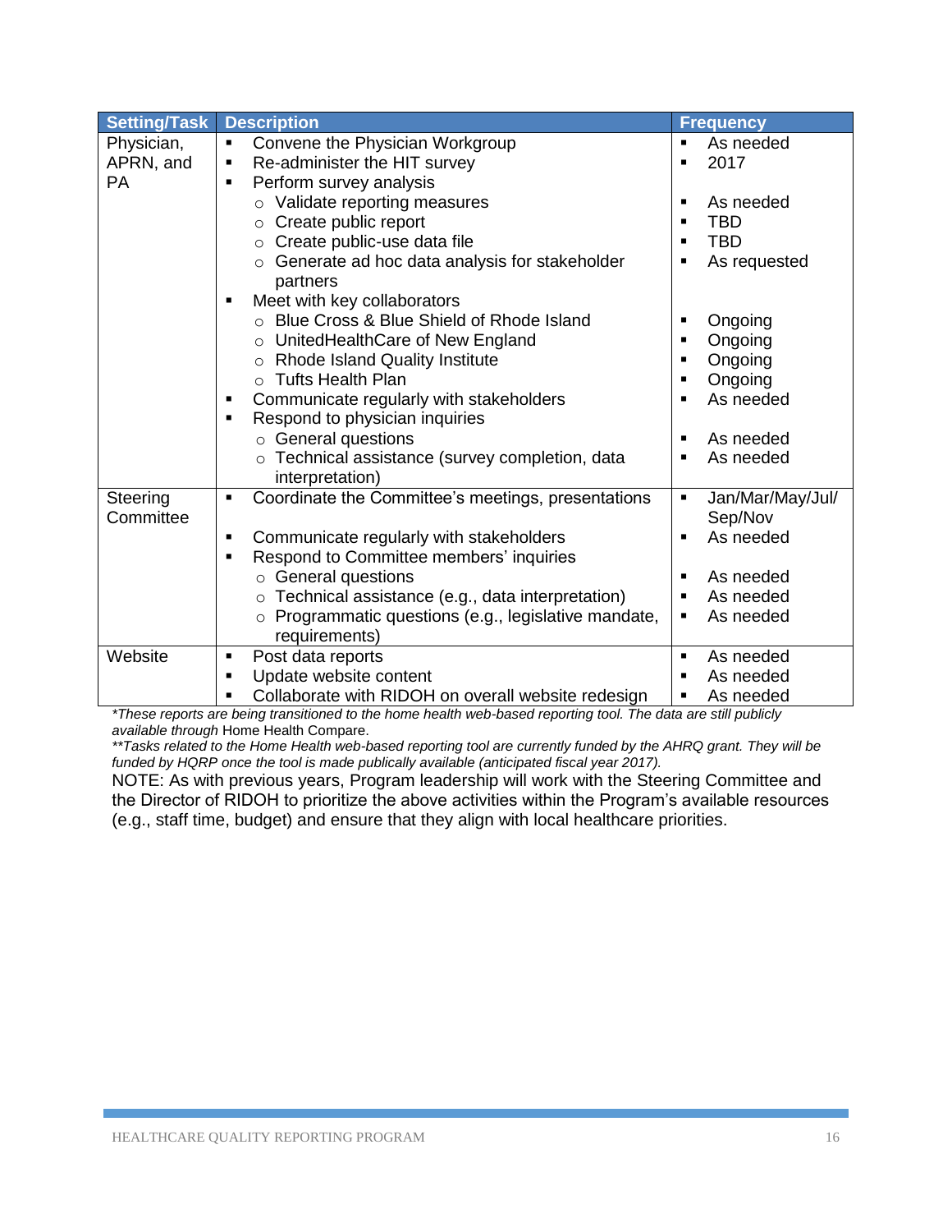| Setting/Task | Description | Frequency |
|---|---|---|
| Physician, APRN, and PA | ▪ Convene the Physician Workgroup | ▪ As needed |
| | ▪ Re-administer the HIT survey | ▪ 2017 |
| | ▪ Perform survey analysis | |
| | ○ Validate reporting measures | ▪ As needed |
| | ○ Create public report | ▪ TBD |
| | ○ Create public-use data file | ▪ TBD |
| | ○ Generate ad hoc data analysis for stakeholder partners | ▪ As requested |
| | ▪ Meet with key collaborators | |
| | ○ Blue Cross & Blue Shield of Rhode Island | ▪ Ongoing |
| | ○ UnitedHealthCare of New England | ▪ Ongoing |
| | ○ Rhode Island Quality Institute | ▪ Ongoing |
| | ○ Tufts Health Plan | ▪ Ongoing |
| | ▪ Communicate regularly with stakeholders | ▪ As needed |
| | ▪ Respond to physician inquiries | |
| | ○ General questions | ▪ As needed |
| | ○ Technical assistance (survey completion, data interpretation) | ▪ As needed |
| Steering Committee | ▪ Coordinate the Committee's meetings, presentations | ▪ Jan/Mar/May/Jul/Sep/Nov |
| | ▪ Communicate regularly with stakeholders | ▪ As needed |
| | ▪ Respond to Committee members' inquiries | |
| | ○ General questions | ▪ As needed |
| | ○ Technical assistance (e.g., data interpretation) | ▪ As needed |
| | ○ Programmatic questions (e.g., legislative mandate, requirements) | ▪ As needed |
| Website | ▪ Post data reports | ▪ As needed |
| | ▪ Update website content | ▪ As needed |
| | ▪ Collaborate with RIDOH on overall website redesign | ▪ As needed |

*These reports are being transitioned to the home health web-based reporting tool. The data are still publicly available through* Home Health Compare.

*\*\*Tasks related to the Home Health web-based reporting tool are currently funded by the AHRQ grant. They will be funded by HQRP once the tool is made publically available (anticipated fiscal year 2017).*

NOTE: As with previous years, Program leadership will work with the Steering Committee and the Director of RIDOH to prioritize the above activities within the Program's available resources (e.g., staff time, budget) and ensure that they align with local healthcare priorities.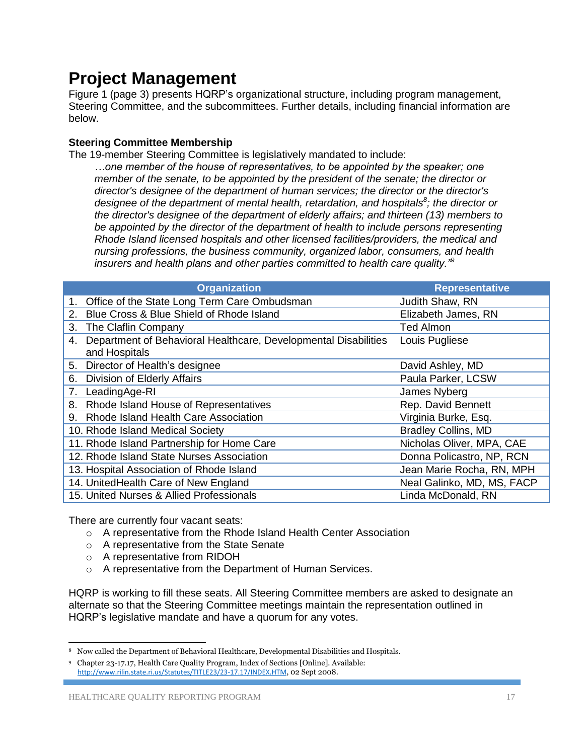# Project Management

Figure 1 (page 3) presents HQRP's organizational structure, including program management, Steering Committee, and the subcommittees. Further details, including financial information are below.

### Steering Committee Membership

The 19-member Steering Committee is legislatively mandated to include:

> *…one member of the house of representatives, to be appointed by the speaker; one member of the senate, to be appointed by the president of the senate; the director or director's designee of the department of human services; the director or the director's designee of the department of mental health, retardation, and hospitals[8]; the director or the director's designee of the department of elderly affairs; and thirteen (13) members to be appointed by the director of the department of health to include persons representing Rhode Island licensed hospitals and other licensed facilities/providers, the medical and nursing professions, the business community, organized labor, consumers, and health insurers and health plans and other parties committed to health care quality."[9]*

| Organization | Representative |
|---|---|
| 1. Office of the State Long Term Care Ombudsman | Judith Shaw, RN |
| 2. Blue Cross & Blue Shield of Rhode Island | Elizabeth James, RN |
| 3. The Claflin Company | Ted Almon |
| 4. Department of Behavioral Healthcare, Developmental Disabilities and Hospitals | Louis Pugliese |
| 5. Director of Health's designee | David Ashley, MD |
| 6. Division of Elderly Affairs | Paula Parker, LCSW |
| 7. LeadingAge-RI | James Nyberg |
| 8. Rhode Island House of Representatives | Rep. David Bennett |
| 9. Rhode Island Health Care Association | Virginia Burke, Esq. |
| 10. Rhode Island Medical Society | Bradley Collins, MD |
| 11. Rhode Island Partnership for Home Care | Nicholas Oliver, MPA, CAE |
| 12. Rhode Island State Nurses Association | Donna Policastro, NP, RCN |
| 13. Hospital Association of Rhode Island | Jean Marie Rocha, RN, MPH |
| 14. UnitedHealth Care of New England | Neal Galinko, MD, MS, FACP |
| 15. United Nurses & Allied Professionals | Linda McDonald, RN |

There are currently four vacant seats:

- A representative from the Rhode Island Health Center Association
- A representative from the State Senate
- A representative from RIDOH
- A representative from the Department of Human Services.

HQRP is working to fill these seats. All Steering Committee members are asked to designate an alternate so that the Steering Committee meetings maintain the representation outlined in HQRP's legislative mandate and have a quorum for any votes.

---

[8] Now called the Department of Behavioral Healthcare, Developmental Disabilities and Hospitals.

[9] Chapter 23-17.17, Health Care Quality Program, Index of Sections [Online]. Available: http://www.rilin.state.ri.us/Statutes/TITLE23/23-17.17/INDEX.HTM, 02 Sept 2008.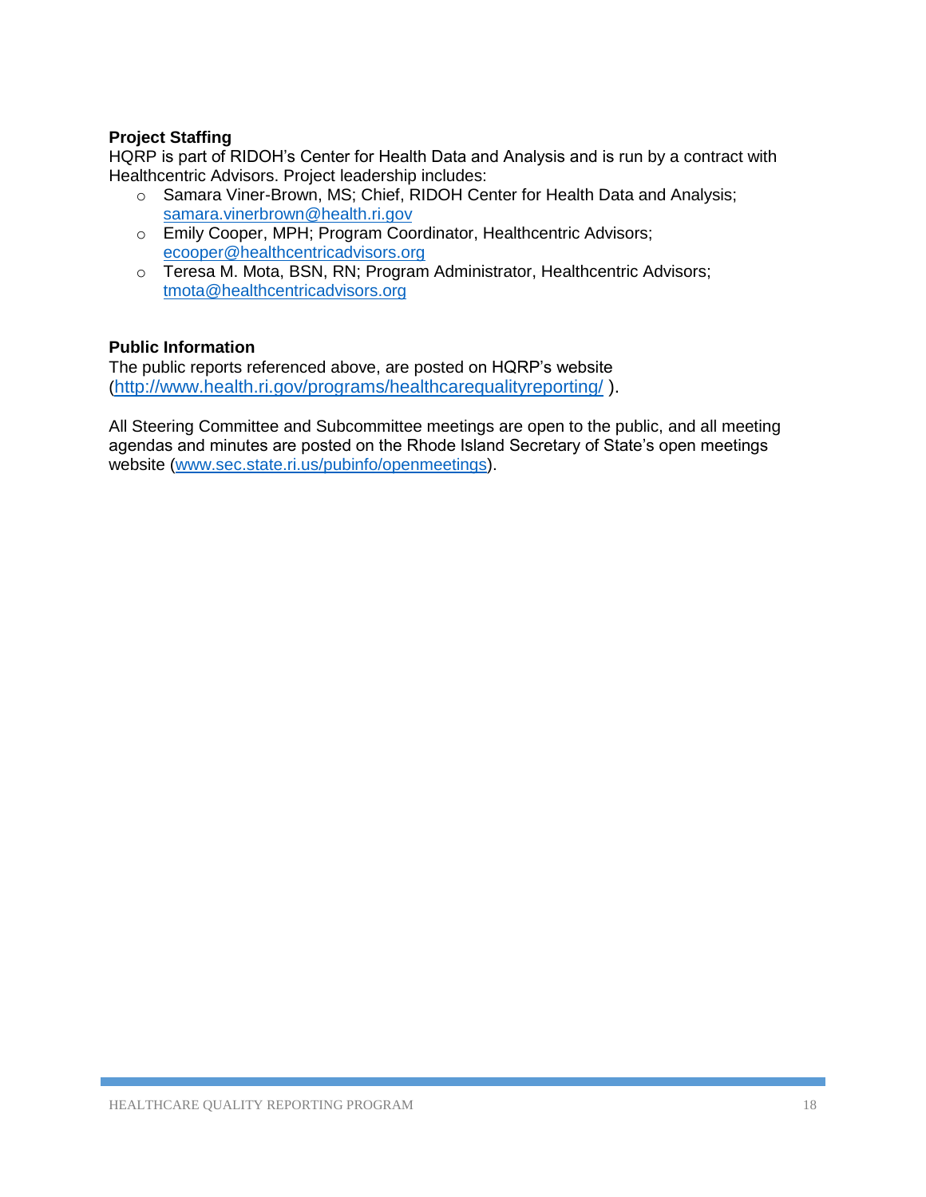**Project Staffing**

HQRP is part of RIDOH's Center for Health Data and Analysis and is run by a contract with Healthcentric Advisors. Project leadership includes:

- Samara Viner-Brown, MS; Chief, RIDOH Center for Health Data and Analysis; samara.vinerbrown@health.ri.gov
- Emily Cooper, MPH; Program Coordinator, Healthcentric Advisors; ecooper@healthcentricadvisors.org
- Teresa M. Mota, BSN, RN; Program Administrator, Healthcentric Advisors; tmota@healthcentricadvisors.org

**Public Information**

The public reports referenced above, are posted on HQRP's website (http://www.health.ri.gov/programs/healthcarequalityreporting/ ).

All Steering Committee and Subcommittee meetings are open to the public, and all meeting agendas and minutes are posted on the Rhode Island Secretary of State's open meetings website (www.sec.state.ri.us/pubinfo/openmeetings).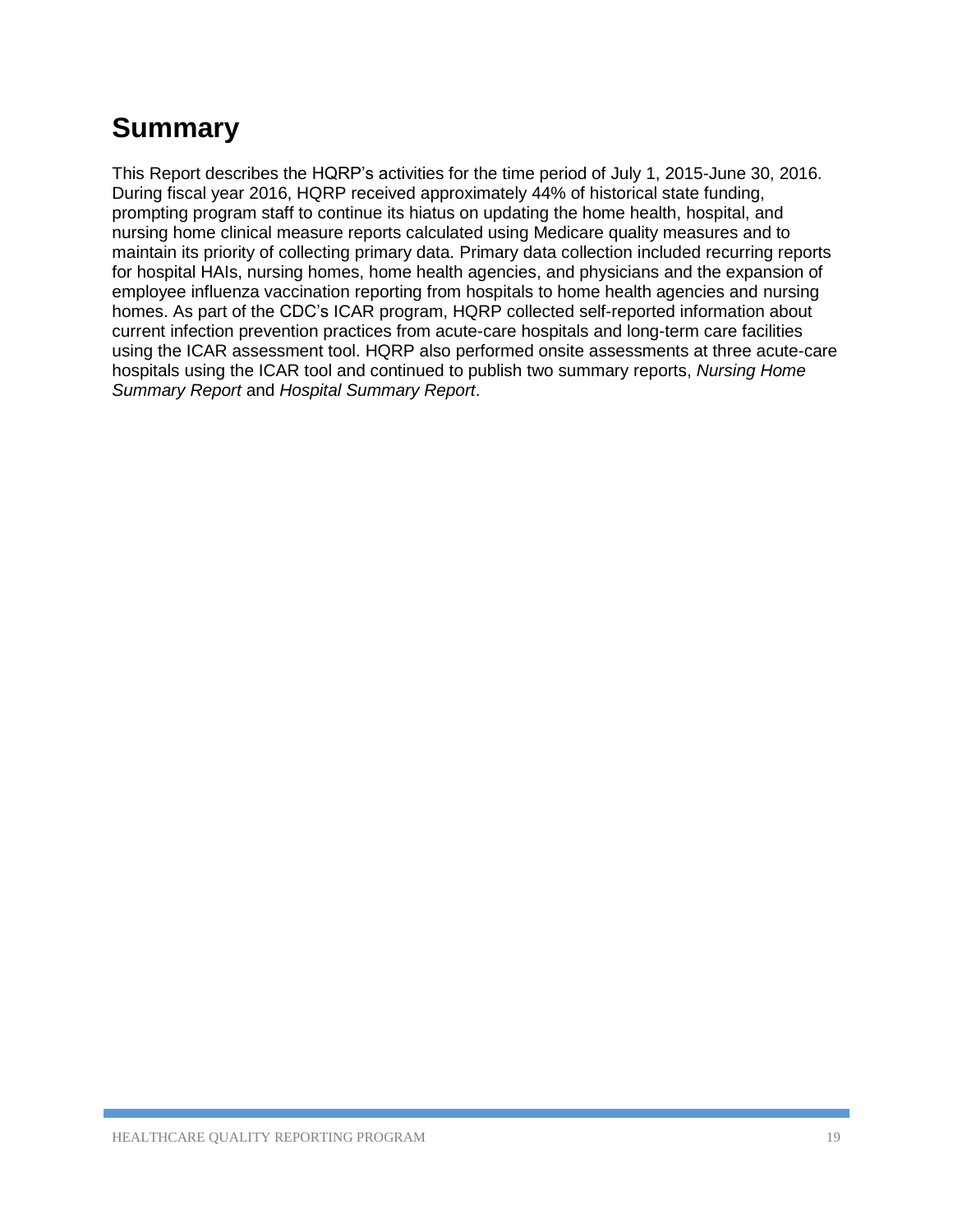# Summary

This Report describes the HQRP's activities for the time period of July 1, 2015-June 30, 2016. During fiscal year 2016, HQRP received approximately 44% of historical state funding, prompting program staff to continue its hiatus on updating the home health, hospital, and nursing home clinical measure reports calculated using Medicare quality measures and to maintain its priority of collecting primary data. Primary data collection included recurring reports for hospital HAIs, nursing homes, home health agencies, and physicians and the expansion of employee influenza vaccination reporting from hospitals to home health agencies and nursing homes. As part of the CDC's ICAR program, HQRP collected self-reported information about current infection prevention practices from acute-care hospitals and long-term care facilities using the ICAR assessment tool. HQRP also performed onsite assessments at three acute-care hospitals using the ICAR tool and continued to publish two summary reports, *Nursing Home Summary Report* and *Hospital Summary Report*.